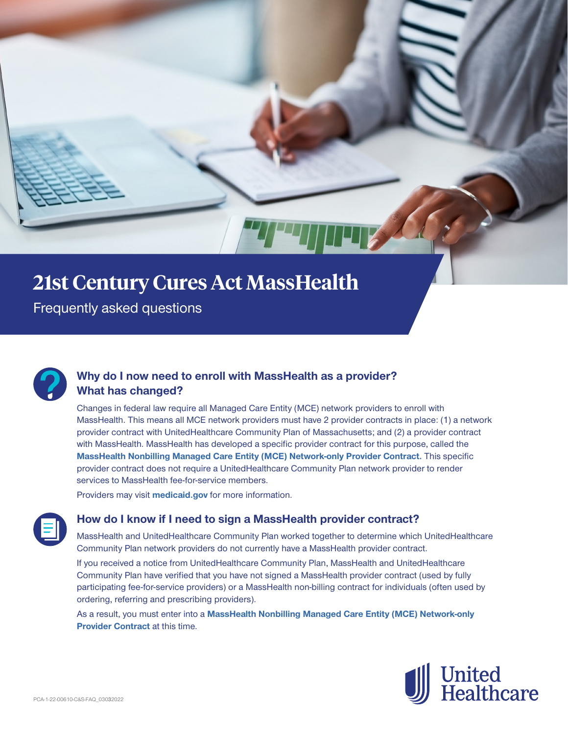# 21st Century Cures Act MassHealth

Frequently asked questions

## Why do I now need to enroll with MassHealth as a provider? What has changed?

Changes in federal law require all Managed Care Entity (MCE) network providers to enroll with MassHealth. This means all MCE network providers must have 2 provider contracts in place: (1) a network provider contract with UnitedHealthcare Community Plan of Massachusetts; and (2) a provider contract with MassHealth. MassHealth has developed a specific provider contract for this purpose, called the **MassHealth Nonbilling Managed Care Entity (MCE) Network-only Provider Contract.** This specific provider contract does not require a UnitedHealthcare Community Plan network provider to render services to MassHealth fee-for-service members.

Providers may visit **medicaid.gov** for more information.

## How do I know if I need to sign a MassHealth provider contract?

MassHealth and UnitedHealthcare Community Plan worked together to determine which UnitedHealthcare Community Plan network providers do not currently have a MassHealth provider contract.

If you received a notice from UnitedHealthcare Community Plan, MassHealth and UnitedHealthcare Community Plan have verified that you have not signed a MassHealth provider contract (used by fully participating fee-for-service providers) or a MassHealth non-billing contract for individuals (often used by ordering, referring and prescribing providers).

As a result, you must enter into a **MassHealth Nonbilling Managed Care Entity (MCE) Network-only Provider Contract** at this time.

PCA-1-22-00610-C&S-FAQ_03032022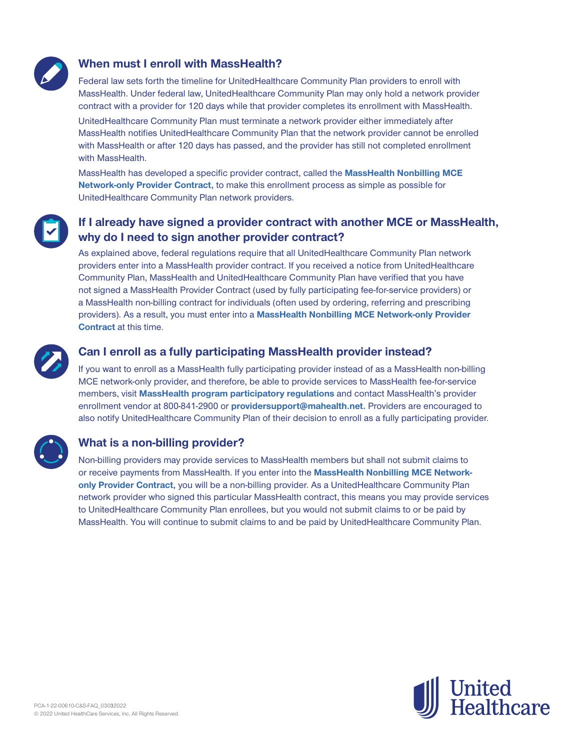## When must I enroll with MassHealth?

Federal law sets forth the timeline for UnitedHealthcare Community Plan providers to enroll with MassHealth. Under federal law, UnitedHealthcare Community Plan may only hold a network provider contract with a provider for 120 days while that provider completes its enrollment with MassHealth.

UnitedHealthcare Community Plan must terminate a network provider either immediately after MassHealth notifies UnitedHealthcare Community Plan that the network provider cannot be enrolled with MassHealth or after 120 days has passed, and the provider has still not completed enrollment with MassHealth.

MassHealth has developed a specific provider contract, called the **MassHealth Nonbilling MCE Network-only Provider Contract,** to make this enrollment process as simple as possible for UnitedHealthcare Community Plan network providers.

## If I already have signed a provider contract with another MCE or MassHealth, why do I need to sign another provider contract?

As explained above, federal regulations require that all UnitedHealthcare Community Plan network providers enter into a MassHealth provider contract. If you received a notice from UnitedHealthcare Community Plan, MassHealth and UnitedHealthcare Community Plan have verified that you have not signed a MassHealth Provider Contract (used by fully participating fee-for-service providers) or a MassHealth non-billing contract for individuals (often used by ordering, referring and prescribing providers). As a result, you must enter into a **MassHealth Nonbilling MCE Network-only Provider Contract** at this time.

## Can I enroll as a fully participating MassHealth provider instead?

If you want to enroll as a MassHealth fully participating provider instead of as a MassHealth non-billing MCE network-only provider, and therefore, be able to provide services to MassHealth fee-for-service members, visit **MassHealth program participatory regulations** and contact MassHealth's provider enrollment vendor at 800-841-2900 or **providersupport@mahealth.net.** Providers are encouraged to also notify UnitedHealthcare Community Plan of their decision to enroll as a fully participating provider.

## What is a non-billing provider?

Non-billing providers may provide services to MassHealth members but shall not submit claims to or receive payments from MassHealth. If you enter into the **MassHealth Nonbilling MCE Network-only Provider Contract,** you will be a non-billing provider. As a UnitedHealthcare Community Plan network provider who signed this particular MassHealth contract, this means you may provide services to UnitedHealthcare Community Plan enrollees, but you would not submit claims to or be paid by MassHealth. You will continue to submit claims to and be paid by UnitedHealthcare Community Plan.

PCA-1-22-00610-C&S-FAQ_03032022
© 2022 United HealthCare Services, Inc. All Rights Reserved.